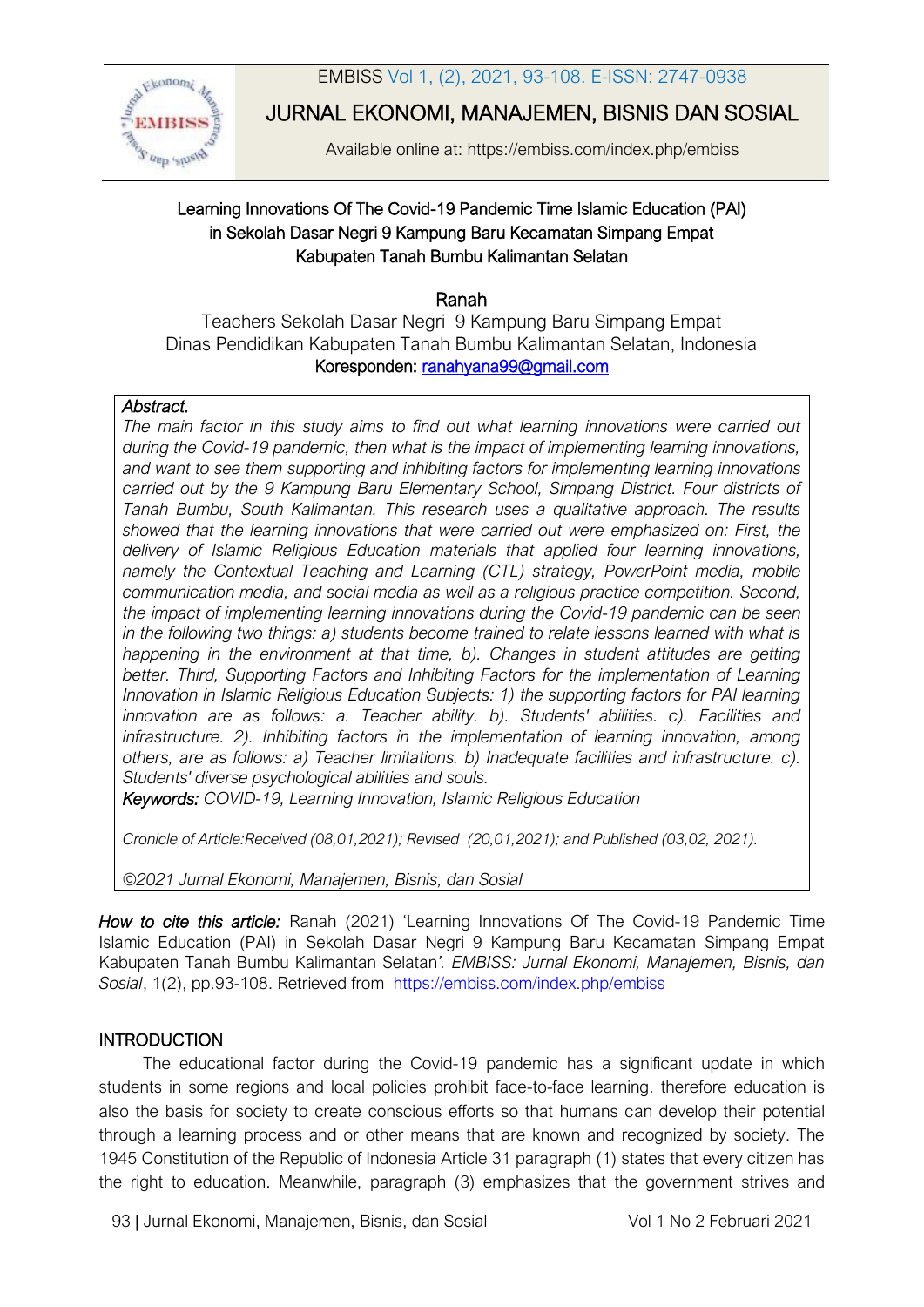# Learning Innovations Of The Covid-19 Pandemic Time Islamic Education (PAI) in Sekolah Dasar Negri 9 Kampung Baru Kecamatan Simpang Empat Kabupaten Tanah Bumbu Kalimantan Selatan

**Ranah**

Teachers Sekolah Dasar Negri 9 Kampung Baru Simpang Empat
Dinas Pendidikan Kabupaten Tanah Bumbu Kalimantan Selatan, Indonesia
Koresponden: ranahyana99@gmail.com

***Abstract.***
*The main factor in this study aims to find out what learning innovations were carried out during the Covid-19 pandemic, then what is the impact of implementing learning innovations, and want to see them supporting and inhibiting factors for implementing learning innovations carried out by the 9 Kampung Baru Elementary School, Simpang District. Four districts of Tanah Bumbu, South Kalimantan. This research uses a qualitative approach. The results showed that the learning innovations that were carried out were emphasized on: First, the delivery of Islamic Religious Education materials that applied four learning innovations, namely the Contextual Teaching and Learning (CTL) strategy, PowerPoint media, mobile communication media, and social media as well as a religious practice competition. Second, the impact of implementing learning innovations during the Covid-19 pandemic can be seen in the following two things: a) students become trained to relate lessons learned with what is happening in the environment at that time, b). Changes in student attitudes are getting better. Third, Supporting Factors and Inhibiting Factors for the implementation of Learning Innovation in Islamic Religious Education Subjects: 1) the supporting factors for PAI learning innovation are as follows: a. Teacher ability. b). Students' abilities. c). Facilities and infrastructure. 2). Inhibiting factors in the implementation of learning innovation, among others, are as follows: a) Teacher limitations. b) Inadequate facilities and infrastructure. c). Students' diverse psychological abilities and souls.*

***Keywords:*** *COVID-19, Learning Innovation, Islamic Religious Education*

*Cronicle of Article:Received (08,01,2021); Revised (20,01,2021); and Published (03,02, 2021).*

*©2021 Jurnal Ekonomi, Manajemen, Bisnis, dan Sosial*

***How to cite this article:*** Ranah (2021) 'Learning Innovations Of The Covid-19 Pandemic Time Islamic Education (PAI) in Sekolah Dasar Negri 9 Kampung Baru Kecamatan Simpang Empat Kabupaten Tanah Bumbu Kalimantan Selatan'. *EMBISS: Jurnal Ekonomi, Manajemen, Bisnis, dan Sosial*, 1(2), pp.93-108. Retrieved from https://embiss.com/index.php/embiss

## INTRODUCTION

The educational factor during the Covid-19 pandemic has a significant update in which students in some regions and local policies prohibit face-to-face learning. therefore education is also the basis for society to create conscious efforts so that humans can develop their potential through a learning process and or other means that are known and recognized by society. The 1945 Constitution of the Republic of Indonesia Article 31 paragraph (1) states that every citizen has the right to education. Meanwhile, paragraph (3) emphasizes that the government strives and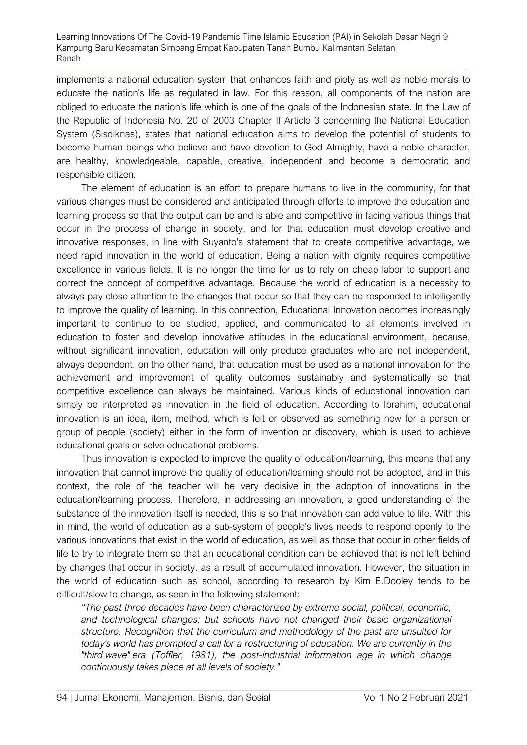implements a national education system that enhances faith and piety as well as noble morals to educate the nation's life as regulated in law. For this reason, all components of the nation are obliged to educate the nation's life which is one of the goals of the Indonesian state. In the Law of the Republic of Indonesia No. 20 of 2003 Chapter II Article 3 concerning the National Education System (Sisdiknas), states that national education aims to develop the potential of students to become human beings who believe and have devotion to God Almighty, have a noble character, are healthy, knowledgeable, capable, creative, independent and become a democratic and responsible citizen.

The element of education is an effort to prepare humans to live in the community, for that various changes must be considered and anticipated through efforts to improve the education and learning process so that the output can be and is able and competitive in facing various things that occur in the process of change in society, and for that education must develop creative and innovative responses, in line with Suyanto's statement that to create competitive advantage, we need rapid innovation in the world of education. Being a nation with dignity requires competitive excellence in various fields. It is no longer the time for us to rely on cheap labor to support and correct the concept of competitive advantage. Because the world of education is a necessity to always pay close attention to the changes that occur so that they can be responded to intelligently to improve the quality of learning. In this connection, Educational Innovation becomes increasingly important to continue to be studied, applied, and communicated to all elements involved in education to foster and develop innovative attitudes in the educational environment, because, without significant innovation, education will only produce graduates who are not independent, always dependent. on the other hand, that education must be used as a national innovation for the achievement and improvement of quality outcomes sustainably and systematically so that competitive excellence can always be maintained. Various kinds of educational innovation can simply be interpreted as innovation in the field of education. According to Ibrahim, educational innovation is an idea, item, method, which is felt or observed as something new for a person or group of people (society) either in the form of invention or discovery, which is used to achieve educational goals or solve educational problems.

Thus innovation is expected to improve the quality of education/learning, this means that any innovation that cannot improve the quality of education/learning should not be adopted, and in this context, the role of the teacher will be very decisive in the adoption of innovations in the education/learning process. Therefore, in addressing an innovation, a good understanding of the substance of the innovation itself is needed, this is so that innovation can add value to life. With this in mind, the world of education as a sub-system of people's lives needs to respond openly to the various innovations that exist in the world of education, as well as those that occur in other fields of life to try to integrate them so that an educational condition can be achieved that is not left behind by changes that occur in society. as a result of accumulated innovation. However, the situation in the world of education such as school, according to research by Kim E.Dooley tends to be difficult/slow to change, as seen in the following statement:

> *"The past three decades have been characterized by extreme social, political, economic, and technological changes; but schools have not changed their basic organizational structure. Recognition that the curriculum and methodology of the past are unsuited for today's world has prompted a call for a restructuring of education. We are currently in the "third wave" era (Toffler, 1981), the post-industrial information age in which change continuously takes place at all levels of society."*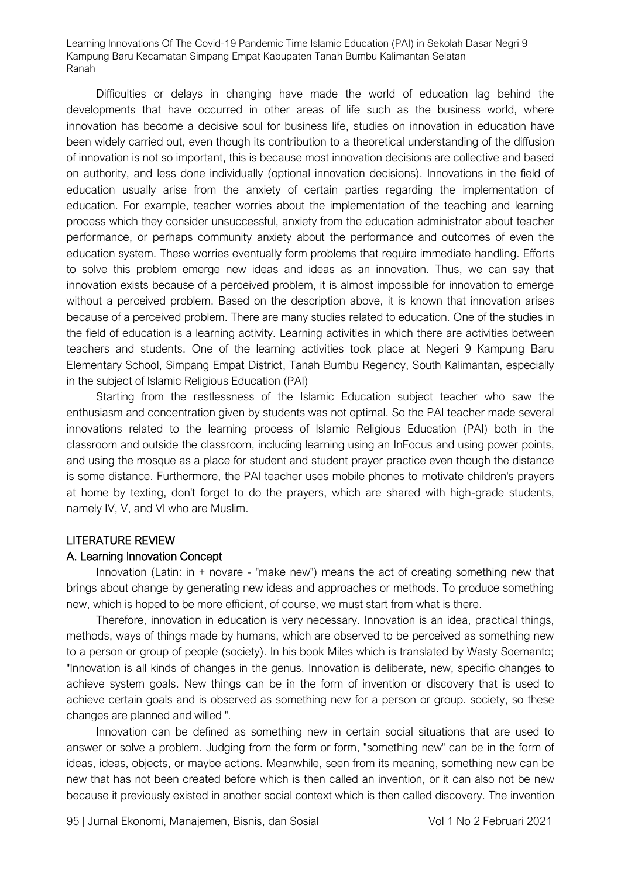Difficulties or delays in changing have made the world of education lag behind the developments that have occurred in other areas of life such as the business world, where innovation has become a decisive soul for business life, studies on innovation in education have been widely carried out, even though its contribution to a theoretical understanding of the diffusion of innovation is not so important, this is because most innovation decisions are collective and based on authority, and less done individually (optional innovation decisions). Innovations in the field of education usually arise from the anxiety of certain parties regarding the implementation of education. For example, teacher worries about the implementation of the teaching and learning process which they consider unsuccessful, anxiety from the education administrator about teacher performance, or perhaps community anxiety about the performance and outcomes of even the education system. These worries eventually form problems that require immediate handling. Efforts to solve this problem emerge new ideas and ideas as an innovation. Thus, we can say that innovation exists because of a perceived problem, it is almost impossible for innovation to emerge without a perceived problem. Based on the description above, it is known that innovation arises because of a perceived problem. There are many studies related to education. One of the studies in the field of education is a learning activity. Learning activities in which there are activities between teachers and students. One of the learning activities took place at Negeri 9 Kampung Baru Elementary School, Simpang Empat District, Tanah Bumbu Regency, South Kalimantan, especially in the subject of Islamic Religious Education (PAI)

Starting from the restlessness of the Islamic Education subject teacher who saw the enthusiasm and concentration given by students was not optimal. So the PAI teacher made several innovations related to the learning process of Islamic Religious Education (PAI) both in the classroom and outside the classroom, including learning using an InFocus and using power points, and using the mosque as a place for student and student prayer practice even though the distance is some distance. Furthermore, the PAI teacher uses mobile phones to motivate children's prayers at home by texting, don't forget to do the prayers, which are shared with high-grade students, namely IV, V, and VI who are Muslim.

## LITERATURE REVIEW

### A. Learning Innovation Concept

Innovation (Latin: in + novare - "make new") means the act of creating something new that brings about change by generating new ideas and approaches or methods. To produce something new, which is hoped to be more efficient, of course, we must start from what is there.

Therefore, innovation in education is very necessary. Innovation is an idea, practical things, methods, ways of things made by humans, which are observed to be perceived as something new to a person or group of people (society). In his book Miles which is translated by Wasty Soemanto; "Innovation is all kinds of changes in the genus. Innovation is deliberate, new, specific changes to achieve system goals. New things can be in the form of invention or discovery that is used to achieve certain goals and is observed as something new for a person or group. society, so these changes are planned and willed ".

Innovation can be defined as something new in certain social situations that are used to answer or solve a problem. Judging from the form or form, "something new" can be in the form of ideas, ideas, objects, or maybe actions. Meanwhile, seen from its meaning, something new can be new that has not been created before which is then called an invention, or it can also not be new because it previously existed in another social context which is then called discovery. The invention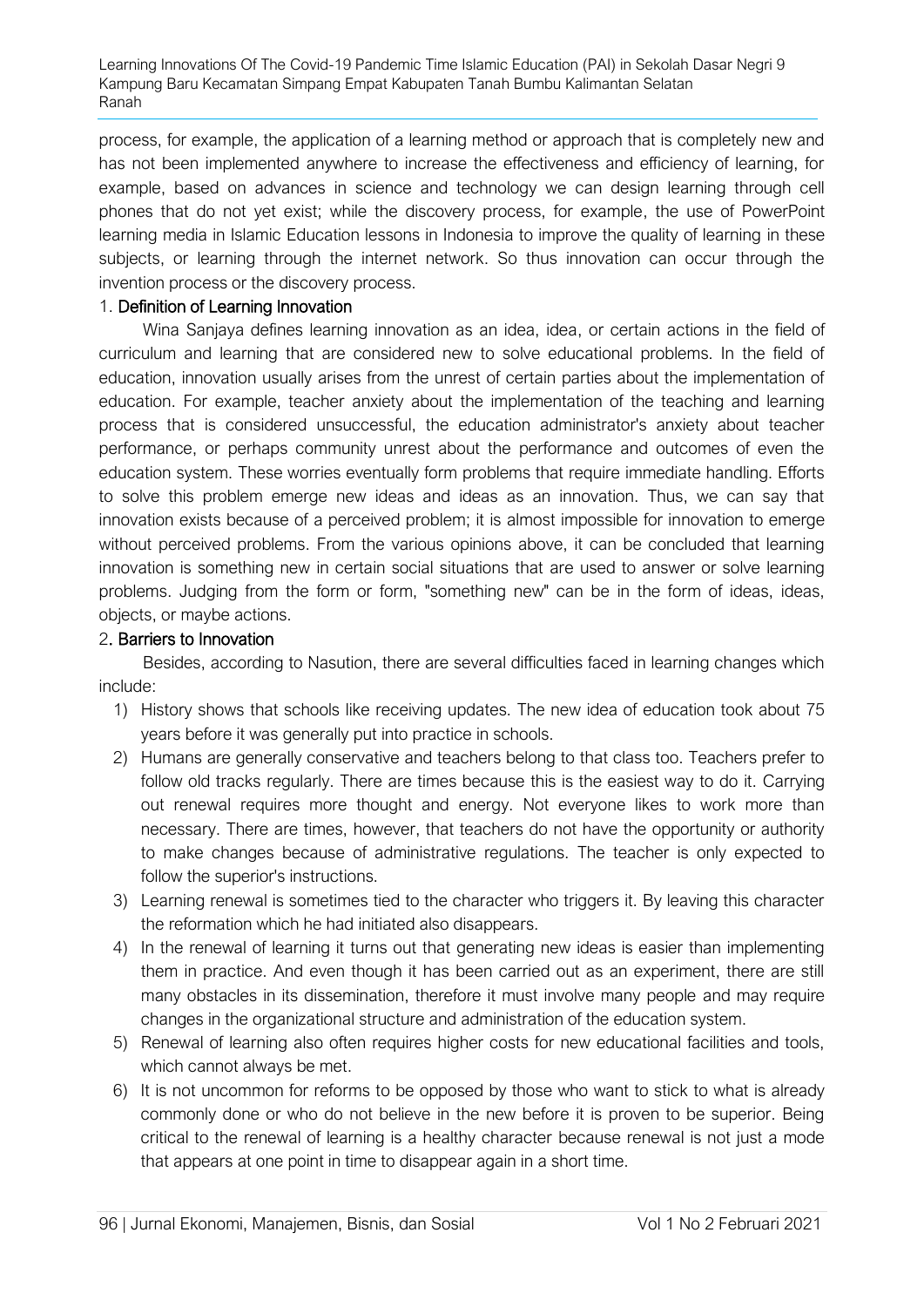process, for example, the application of a learning method or approach that is completely new and has not been implemented anywhere to increase the effectiveness and efficiency of learning, for example, based on advances in science and technology we can design learning through cell phones that do not yet exist; while the discovery process, for example, the use of PowerPoint learning media in Islamic Education lessons in Indonesia to improve the quality of learning in these subjects, or learning through the internet network. So thus innovation can occur through the invention process or the discovery process.

### 1. Definition of Learning Innovation

Wina Sanjaya defines learning innovation as an idea, idea, or certain actions in the field of curriculum and learning that are considered new to solve educational problems. In the field of education, innovation usually arises from the unrest of certain parties about the implementation of education. For example, teacher anxiety about the implementation of the teaching and learning process that is considered unsuccessful, the education administrator's anxiety about teacher performance, or perhaps community unrest about the performance and outcomes of even the education system. These worries eventually form problems that require immediate handling. Efforts to solve this problem emerge new ideas and ideas as an innovation. Thus, we can say that innovation exists because of a perceived problem; it is almost impossible for innovation to emerge without perceived problems. From the various opinions above, it can be concluded that learning innovation is something new in certain social situations that are used to answer or solve learning problems. Judging from the form or form, "something new" can be in the form of ideas, ideas, objects, or maybe actions.

### 2. Barriers to Innovation

Besides, according to Nasution, there are several difficulties faced in learning changes which include:

1) History shows that schools like receiving updates. The new idea of education took about 75 years before it was generally put into practice in schools.
2) Humans are generally conservative and teachers belong to that class too. Teachers prefer to follow old tracks regularly. There are times because this is the easiest way to do it. Carrying out renewal requires more thought and energy. Not everyone likes to work more than necessary. There are times, however, that teachers do not have the opportunity or authority to make changes because of administrative regulations. The teacher is only expected to follow the superior's instructions.
3) Learning renewal is sometimes tied to the character who triggers it. By leaving this character the reformation which he had initiated also disappears.
4) In the renewal of learning it turns out that generating new ideas is easier than implementing them in practice. And even though it has been carried out as an experiment, there are still many obstacles in its dissemination, therefore it must involve many people and may require changes in the organizational structure and administration of the education system.
5) Renewal of learning also often requires higher costs for new educational facilities and tools, which cannot always be met.
6) It is not uncommon for reforms to be opposed by those who want to stick to what is already commonly done or who do not believe in the new before it is proven to be superior. Being critical to the renewal of learning is a healthy character because renewal is not just a mode that appears at one point in time to disappear again in a short time.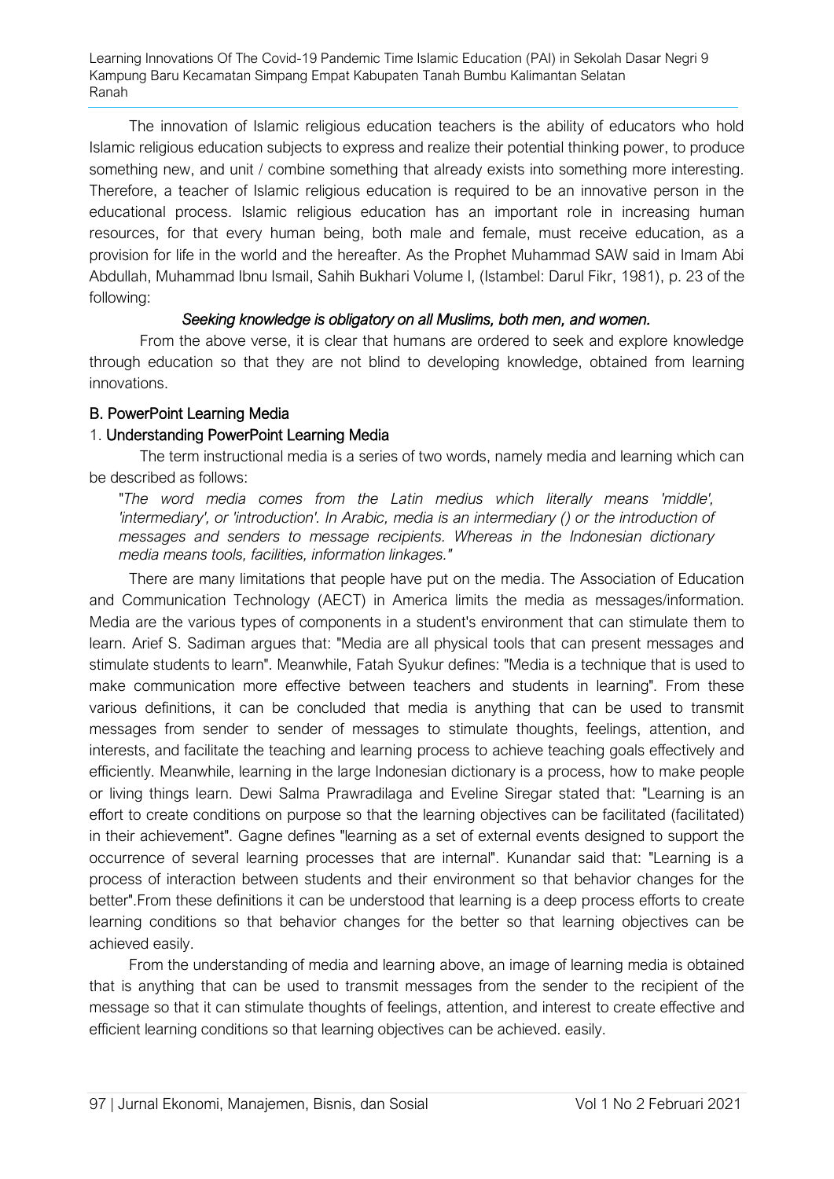The innovation of Islamic religious education teachers is the ability of educators who hold Islamic religious education subjects to express and realize their potential thinking power, to produce something new, and unit / combine something that already exists into something more interesting. Therefore, a teacher of Islamic religious education is required to be an innovative person in the educational process. Islamic religious education has an important role in increasing human resources, for that every human being, both male and female, must receive education, as a provision for life in the world and the hereafter. As the Prophet Muhammad SAW said in Imam Abi Abdullah, Muhammad Ibnu Ismail, Sahih Bukhari Volume I, (Istambel: Darul Fikr, 1981), p. 23 of the following:

*Seeking knowledge is obligatory on all Muslims, both men, and women.*

From the above verse, it is clear that humans are ordered to seek and explore knowledge through education so that they are not blind to developing knowledge, obtained from learning innovations.

## B. PowerPoint Learning Media

### 1. Understanding PowerPoint Learning Media

The term instructional media is a series of two words, namely media and learning which can be described as follows:

> "*The word media comes from the Latin medius which literally means 'middle', 'intermediary', or 'introduction'. In Arabic, media is an intermediary () or the introduction of messages and senders to message recipients. Whereas in the Indonesian dictionary media means tools, facilities, information linkages.*"

There are many limitations that people have put on the media. The Association of Education and Communication Technology (AECT) in America limits the media as messages/information. Media are the various types of components in a student's environment that can stimulate them to learn. Arief S. Sadiman argues that: "Media are all physical tools that can present messages and stimulate students to learn". Meanwhile, Fatah Syukur defines: "Media is a technique that is used to make communication more effective between teachers and students in learning". From these various definitions, it can be concluded that media is anything that can be used to transmit messages from sender to sender of messages to stimulate thoughts, feelings, attention, and interests, and facilitate the teaching and learning process to achieve teaching goals effectively and efficiently. Meanwhile, learning in the large Indonesian dictionary is a process, how to make people or living things learn. Dewi Salma Prawradilaga and Eveline Siregar stated that: "Learning is an effort to create conditions on purpose so that the learning objectives can be facilitated (facilitated) in their achievement". Gagne defines "learning as a set of external events designed to support the occurrence of several learning processes that are internal". Kunandar said that: "Learning is a process of interaction between students and their environment so that behavior changes for the better".From these definitions it can be understood that learning is a deep process efforts to create learning conditions so that behavior changes for the better so that learning objectives can be achieved easily.

From the understanding of media and learning above, an image of learning media is obtained that is anything that can be used to transmit messages from the sender to the recipient of the message so that it can stimulate thoughts of feelings, attention, and interest to create effective and efficient learning conditions so that learning objectives can be achieved. easily.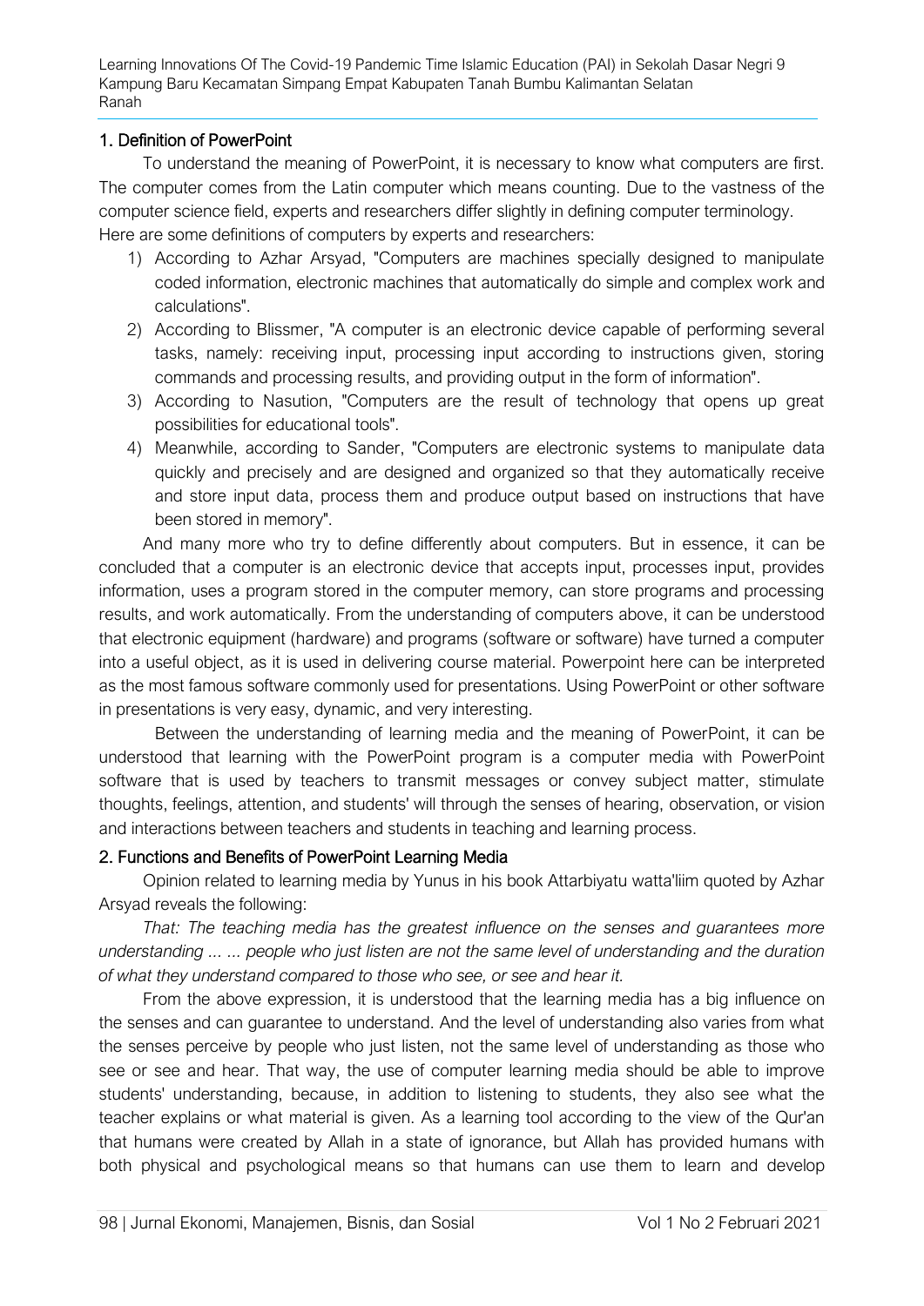## 1. Definition of PowerPoint

To understand the meaning of PowerPoint, it is necessary to know what computers are first. The computer comes from the Latin computer which means counting. Due to the vastness of the computer science field, experts and researchers differ slightly in defining computer terminology. Here are some definitions of computers by experts and researchers:

1) According to Azhar Arsyad, "Computers are machines specially designed to manipulate coded information, electronic machines that automatically do simple and complex work and calculations".
2) According to Blissmer, "A computer is an electronic device capable of performing several tasks, namely: receiving input, processing input according to instructions given, storing commands and processing results, and providing output in the form of information".
3) According to Nasution, "Computers are the result of technology that opens up great possibilities for educational tools".
4) Meanwhile, according to Sander, "Computers are electronic systems to manipulate data quickly and precisely and are designed and organized so that they automatically receive and store input data, process them and produce output based on instructions that have been stored in memory".

And many more who try to define differently about computers. But in essence, it can be concluded that a computer is an electronic device that accepts input, processes input, provides information, uses a program stored in the computer memory, can store programs and processing results, and work automatically. From the understanding of computers above, it can be understood that electronic equipment (hardware) and programs (software or software) have turned a computer into a useful object, as it is used in delivering course material. Powerpoint here can be interpreted as the most famous software commonly used for presentations. Using PowerPoint or other software in presentations is very easy, dynamic, and very interesting.

Between the understanding of learning media and the meaning of PowerPoint, it can be understood that learning with the PowerPoint program is a computer media with PowerPoint software that is used by teachers to transmit messages or convey subject matter, stimulate thoughts, feelings, attention, and students' will through the senses of hearing, observation, or vision and interactions between teachers and students in teaching and learning process.

## 2. Functions and Benefits of PowerPoint Learning Media

Opinion related to learning media by Yunus in his book Attarbiyatu watta'liim quoted by Azhar Arsyad reveals the following:

*That: The teaching media has the greatest influence on the senses and guarantees more understanding ... ... people who just listen are not the same level of understanding and the duration of what they understand compared to those who see, or see and hear it.*

From the above expression, it is understood that the learning media has a big influence on the senses and can guarantee to understand. And the level of understanding also varies from what the senses perceive by people who just listen, not the same level of understanding as those who see or see and hear. That way, the use of computer learning media should be able to improve students' understanding, because, in addition to listening to students, they also see what the teacher explains or what material is given. As a learning tool according to the view of the Qur'an that humans were created by Allah in a state of ignorance, but Allah has provided humans with both physical and psychological means so that humans can use them to learn and develop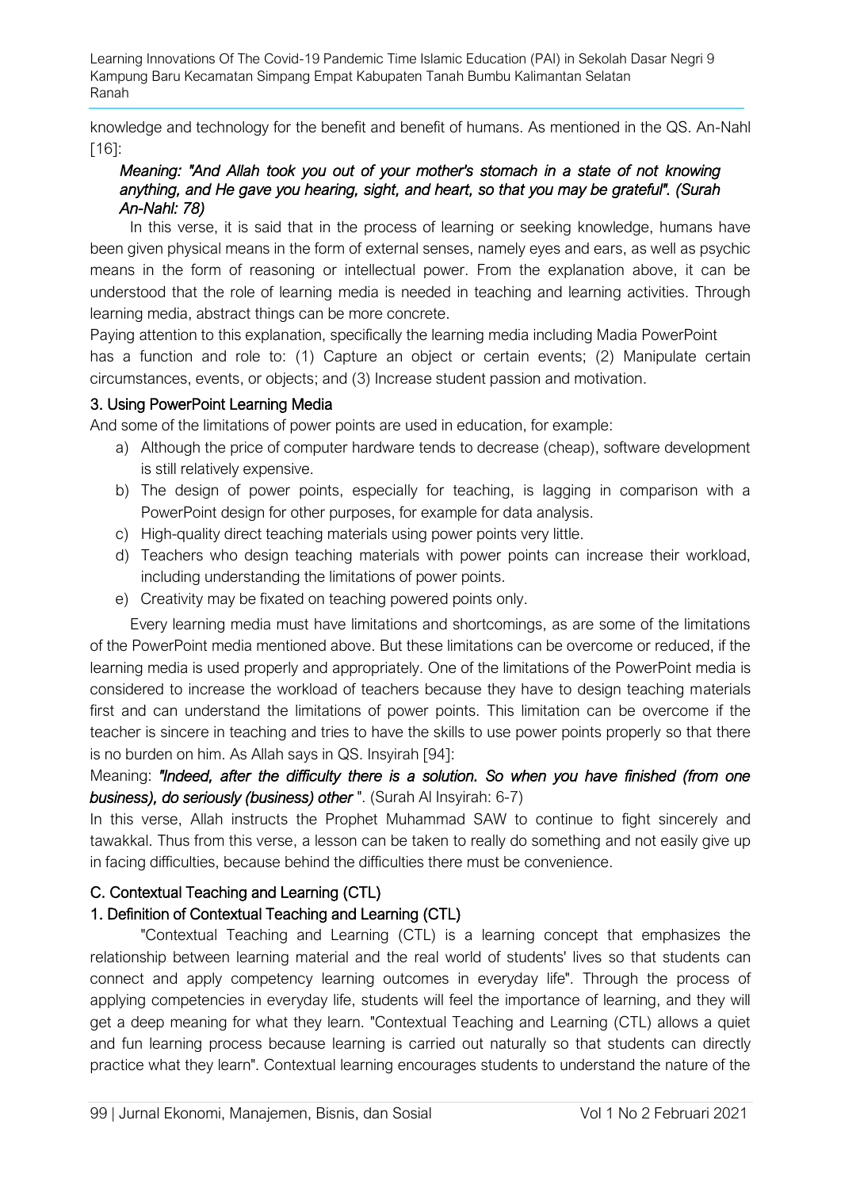knowledge and technology for the benefit and benefit of humans. As mentioned in the QS. An-Nahl [16]:

> ***Meaning: "And Allah took you out of your mother's stomach in a state of not knowing anything, and He gave you hearing, sight, and heart, so that you may be grateful". (Surah An-Nahl: 78)***

In this verse, it is said that in the process of learning or seeking knowledge, humans have been given physical means in the form of external senses, namely eyes and ears, as well as psychic means in the form of reasoning or intellectual power. From the explanation above, it can be understood that the role of learning media is needed in teaching and learning activities. Through learning media, abstract things can be more concrete.

Paying attention to this explanation, specifically the learning media including Madia PowerPoint has a function and role to: (1) Capture an object or certain events; (2) Manipulate certain circumstances, events, or objects; and (3) Increase student passion and motivation.

### 3. Using PowerPoint Learning Media

And some of the limitations of power points are used in education, for example:

a) Although the price of computer hardware tends to decrease (cheap), software development is still relatively expensive.
b) The design of power points, especially for teaching, is lagging in comparison with a PowerPoint design for other purposes, for example for data analysis.
c) High-quality direct teaching materials using power points very little.
d) Teachers who design teaching materials with power points can increase their workload, including understanding the limitations of power points.
e) Creativity may be fixated on teaching powered points only.

Every learning media must have limitations and shortcomings, as are some of the limitations of the PowerPoint media mentioned above. But these limitations can be overcome or reduced, if the learning media is used properly and appropriately. One of the limitations of the PowerPoint media is considered to increase the workload of teachers because they have to design teaching materials first and can understand the limitations of power points. This limitation can be overcome if the teacher is sincere in teaching and tries to have the skills to use power points properly so that there is no burden on him. As Allah says in QS. Insyirah [94]:

Meaning: ***"Indeed, after the difficulty there is a solution. So when you have finished (from one business), do seriously (business) other*** ". (Surah Al Insyirah: 6-7)

In this verse, Allah instructs the Prophet Muhammad SAW to continue to fight sincerely and tawakkal. Thus from this verse, a lesson can be taken to really do something and not easily give up in facing difficulties, because behind the difficulties there must be convenience.

## C. Contextual Teaching and Learning (CTL)

### 1. Definition of Contextual Teaching and Learning (CTL)

"Contextual Teaching and Learning (CTL) is a learning concept that emphasizes the relationship between learning material and the real world of students' lives so that students can connect and apply competency learning outcomes in everyday life". Through the process of applying competencies in everyday life, students will feel the importance of learning, and they will get a deep meaning for what they learn. "Contextual Teaching and Learning (CTL) allows a quiet and fun learning process because learning is carried out naturally so that students can directly practice what they learn". Contextual learning encourages students to understand the nature of the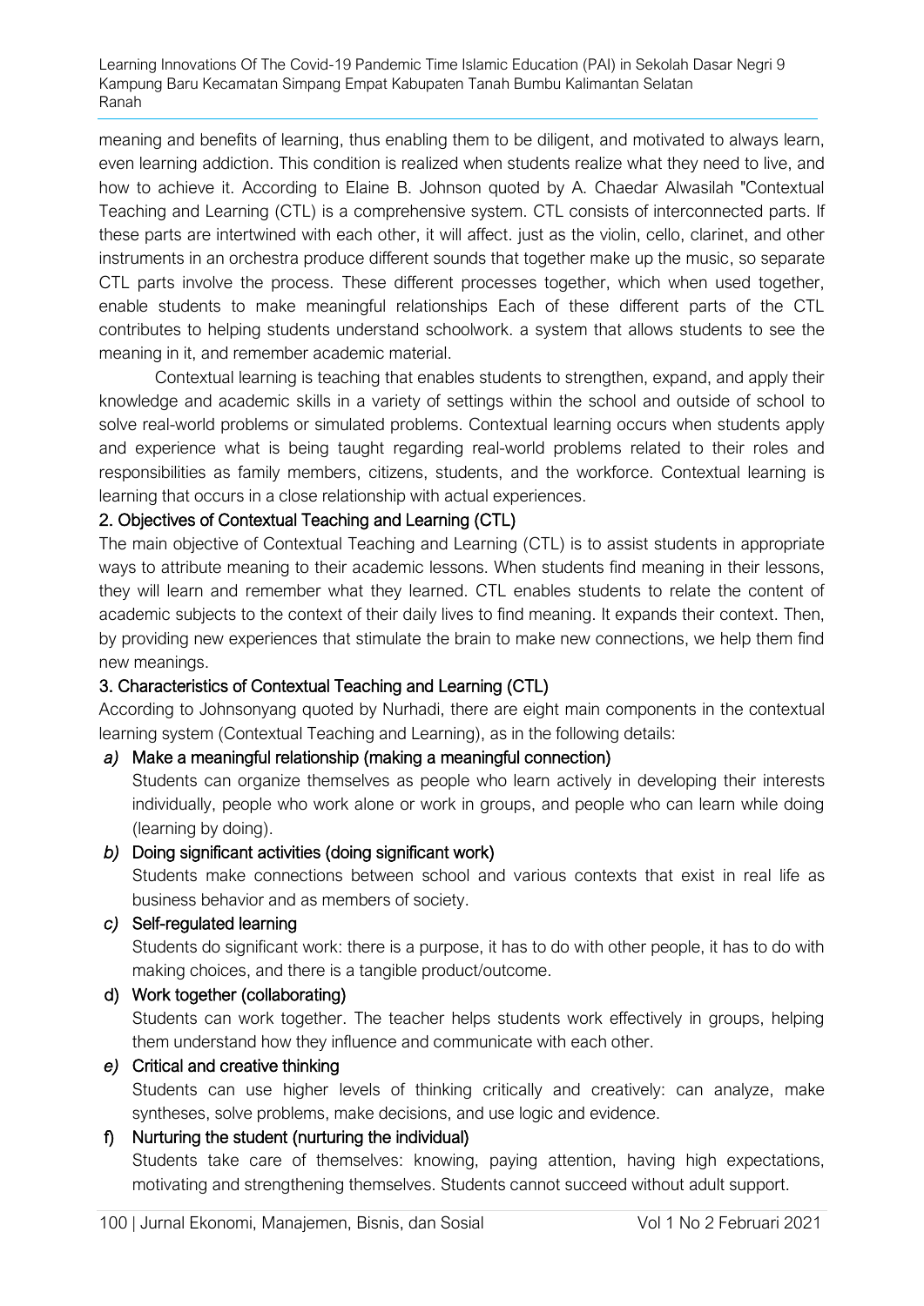meaning and benefits of learning, thus enabling them to be diligent, and motivated to always learn, even learning addiction. This condition is realized when students realize what they need to live, and how to achieve it. According to Elaine B. Johnson quoted by A. Chaedar Alwasilah "Contextual Teaching and Learning (CTL) is a comprehensive system. CTL consists of interconnected parts. If these parts are intertwined with each other, it will affect. just as the violin, cello, clarinet, and other instruments in an orchestra produce different sounds that together make up the music, so separate CTL parts involve the process. These different processes together, which when used together, enable students to make meaningful relationships Each of these different parts of the CTL contributes to helping students understand schoolwork. a system that allows students to see the meaning in it, and remember academic material.

Contextual learning is teaching that enables students to strengthen, expand, and apply their knowledge and academic skills in a variety of settings within the school and outside of school to solve real-world problems or simulated problems. Contextual learning occurs when students apply and experience what is being taught regarding real-world problems related to their roles and responsibilities as family members, citizens, students, and the workforce. Contextual learning is learning that occurs in a close relationship with actual experiences.

### 2. Objectives of Contextual Teaching and Learning (CTL)

The main objective of Contextual Teaching and Learning (CTL) is to assist students in appropriate ways to attribute meaning to their academic lessons. When students find meaning in their lessons, they will learn and remember what they learned. CTL enables students to relate the content of academic subjects to the context of their daily lives to find meaning. It expands their context. Then, by providing new experiences that stimulate the brain to make new connections, we help them find new meanings.

### 3. Characteristics of Contextual Teaching and Learning (CTL)

According to Johnsonyang quoted by Nurhadi, there are eight main components in the contextual learning system (Contextual Teaching and Learning), as in the following details:

a) Make a meaningful relationship (making a meaningful connection)
   Students can organize themselves as people who learn actively in developing their interests individually, people who work alone or work in groups, and people who can learn while doing (learning by doing).

b) Doing significant activities (doing significant work)
   Students make connections between school and various contexts that exist in real life as business behavior and as members of society.

c) Self-regulated learning
   Students do significant work: there is a purpose, it has to do with other people, it has to do with making choices, and there is a tangible product/outcome.

d) Work together (collaborating)
   Students can work together. The teacher helps students work effectively in groups, helping them understand how they influence and communicate with each other.

e) Critical and creative thinking
   Students can use higher levels of thinking critically and creatively: can analyze, make syntheses, solve problems, make decisions, and use logic and evidence.

f) Nurturing the student (nurturing the individual)
   Students take care of themselves: knowing, paying attention, having high expectations, motivating and strengthening themselves. Students cannot succeed without adult support.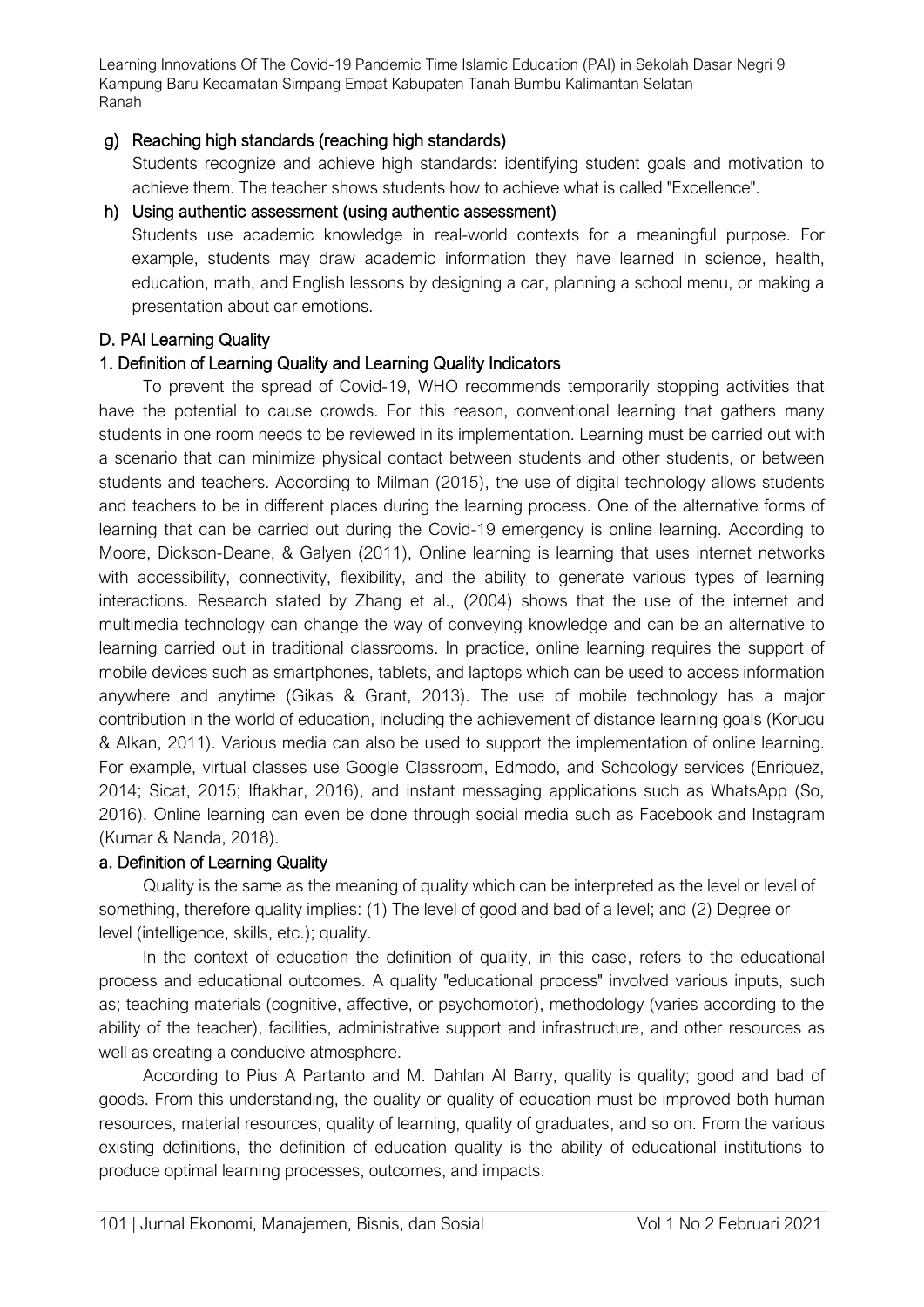g) Reaching high standards (reaching high standards)

Students recognize and achieve high standards: identifying student goals and motivation to achieve them. The teacher shows students how to achieve what is called "Excellence".

h) Using authentic assessment (using authentic assessment)

Students use academic knowledge in real-world contexts for a meaningful purpose. For example, students may draw academic information they have learned in science, health, education, math, and English lessons by designing a car, planning a school menu, or making a presentation about car emotions.

## D. PAI Learning Quality

### 1. Definition of Learning Quality and Learning Quality Indicators

To prevent the spread of Covid-19, WHO recommends temporarily stopping activities that have the potential to cause crowds. For this reason, conventional learning that gathers many students in one room needs to be reviewed in its implementation. Learning must be carried out with a scenario that can minimize physical contact between students and other students, or between students and teachers. According to Milman (2015), the use of digital technology allows students and teachers to be in different places during the learning process. One of the alternative forms of learning that can be carried out during the Covid-19 emergency is online learning. According to Moore, Dickson-Deane, & Galyen (2011), Online learning is learning that uses internet networks with accessibility, connectivity, flexibility, and the ability to generate various types of learning interactions. Research stated by Zhang et al., (2004) shows that the use of the internet and multimedia technology can change the way of conveying knowledge and can be an alternative to learning carried out in traditional classrooms. In practice, online learning requires the support of mobile devices such as smartphones, tablets, and laptops which can be used to access information anywhere and anytime (Gikas & Grant, 2013). The use of mobile technology has a major contribution in the world of education, including the achievement of distance learning goals (Korucu & Alkan, 2011). Various media can also be used to support the implementation of online learning. For example, virtual classes use Google Classroom, Edmodo, and Schoology services (Enriquez, 2014; Sicat, 2015; Iftakhar, 2016), and instant messaging applications such as WhatsApp (So, 2016). Online learning can even be done through social media such as Facebook and Instagram (Kumar & Nanda, 2018).

#### a. Definition of Learning Quality

Quality is the same as the meaning of quality which can be interpreted as the level or level of something, therefore quality implies: (1) The level of good and bad of a level; and (2) Degree or level (intelligence, skills, etc.); quality.

In the context of education the definition of quality, in this case, refers to the educational process and educational outcomes. A quality "educational process" involved various inputs, such as; teaching materials (cognitive, affective, or psychomotor), methodology (varies according to the ability of the teacher), facilities, administrative support and infrastructure, and other resources as well as creating a conducive atmosphere.

According to Pius A Partanto and M. Dahlan Al Barry, quality is quality; good and bad of goods. From this understanding, the quality or quality of education must be improved both human resources, material resources, quality of learning, quality of graduates, and so on. From the various existing definitions, the definition of education quality is the ability of educational institutions to produce optimal learning processes, outcomes, and impacts.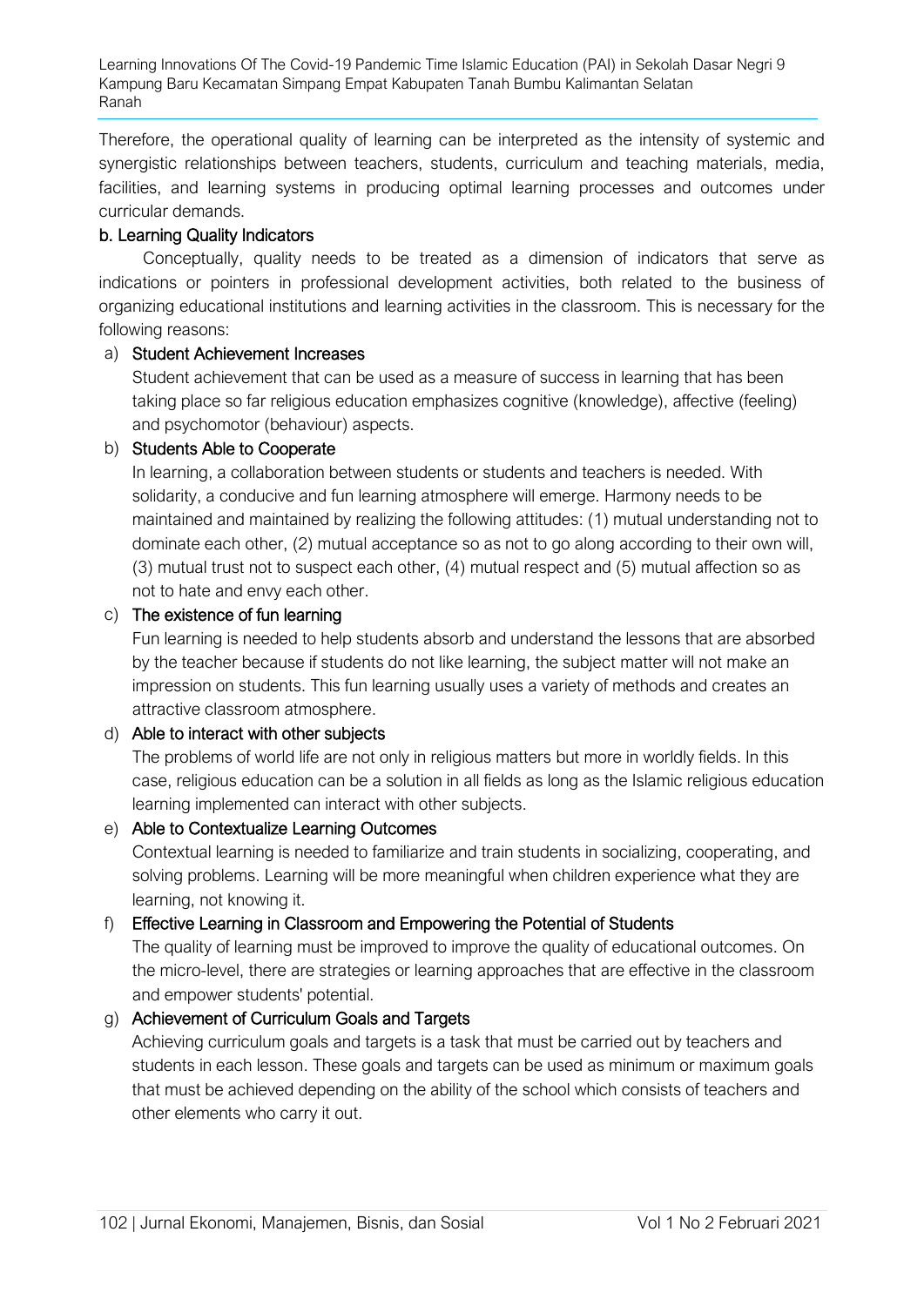Therefore, the operational quality of learning can be interpreted as the intensity of systemic and synergistic relationships between teachers, students, curriculum and teaching materials, media, facilities, and learning systems in producing optimal learning processes and outcomes under curricular demands.

#### b. Learning Quality Indicators

Conceptually, quality needs to be treated as a dimension of indicators that serve as indications or pointers in professional development activities, both related to the business of organizing educational institutions and learning activities in the classroom. This is necessary for the following reasons:

a) **Student Achievement Increases**

   Student achievement that can be used as a measure of success in learning that has been taking place so far religious education emphasizes cognitive (knowledge), affective (feeling) and psychomotor (behaviour) aspects.

b) **Students Able to Cooperate**

   In learning, a collaboration between students or students and teachers is needed. With solidarity, a conducive and fun learning atmosphere will emerge. Harmony needs to be maintained and maintained by realizing the following attitudes: (1) mutual understanding not to dominate each other, (2) mutual acceptance so as not to go along according to their own will, (3) mutual trust not to suspect each other, (4) mutual respect and (5) mutual affection so as not to hate and envy each other.

c) **The existence of fun learning**

   Fun learning is needed to help students absorb and understand the lessons that are absorbed by the teacher because if students do not like learning, the subject matter will not make an impression on students. This fun learning usually uses a variety of methods and creates an attractive classroom atmosphere.

d) **Able to interact with other subjects**

   The problems of world life are not only in religious matters but more in worldly fields. In this case, religious education can be a solution in all fields as long as the Islamic religious education learning implemented can interact with other subjects.

e) **Able to Contextualize Learning Outcomes**

   Contextual learning is needed to familiarize and train students in socializing, cooperating, and solving problems. Learning will be more meaningful when children experience what they are learning, not knowing it.

f) **Effective Learning in Classroom and Empowering the Potential of Students**

   The quality of learning must be improved to improve the quality of educational outcomes. On the micro-level, there are strategies or learning approaches that are effective in the classroom and empower students' potential.

g) **Achievement of Curriculum Goals and Targets**

   Achieving curriculum goals and targets is a task that must be carried out by teachers and students in each lesson. These goals and targets can be used as minimum or maximum goals that must be achieved depending on the ability of the school which consists of teachers and other elements who carry it out.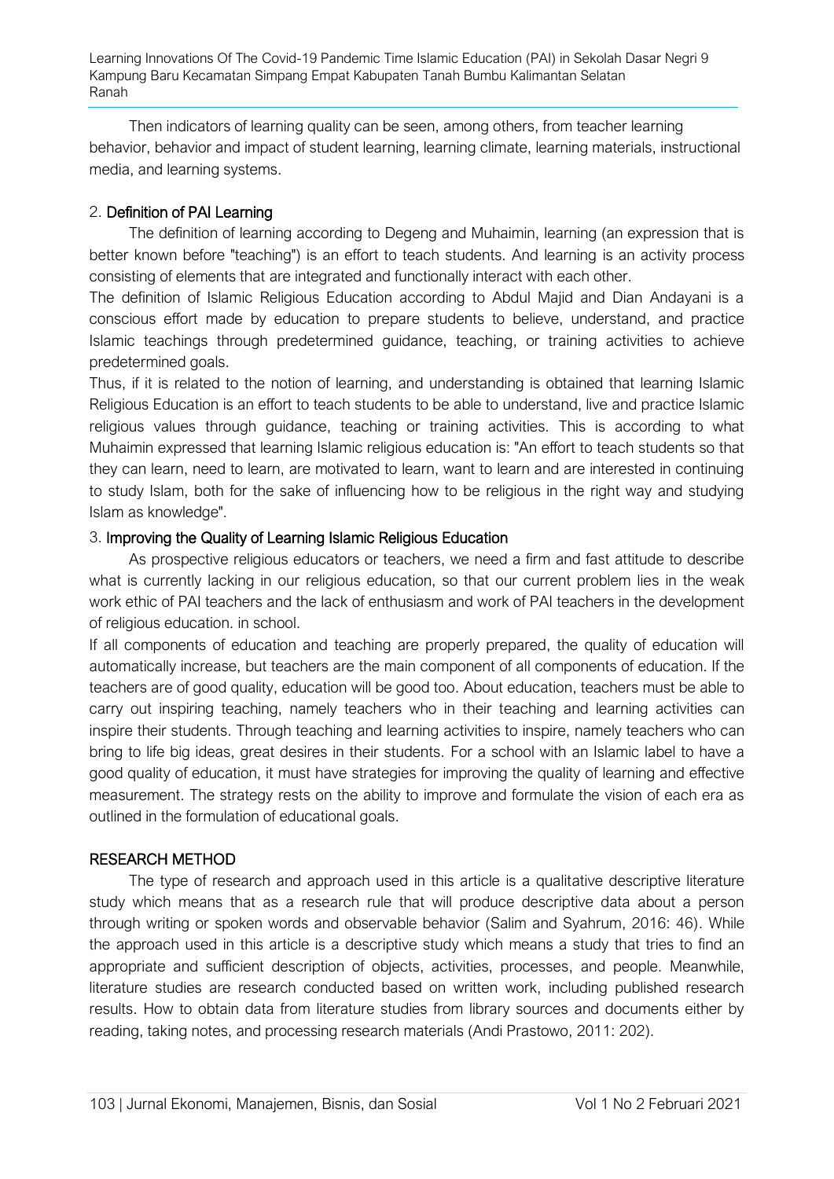Then indicators of learning quality can be seen, among others, from teacher learning behavior, behavior and impact of student learning, learning climate, learning materials, instructional media, and learning systems.

### 2. Definition of PAI Learning

The definition of learning according to Degeng and Muhaimin, learning (an expression that is better known before "teaching") is an effort to teach students. And learning is an activity process consisting of elements that are integrated and functionally interact with each other.

The definition of Islamic Religious Education according to Abdul Majid and Dian Andayani is a conscious effort made by education to prepare students to believe, understand, and practice Islamic teachings through predetermined guidance, teaching, or training activities to achieve predetermined goals.

Thus, if it is related to the notion of learning, and understanding is obtained that learning Islamic Religious Education is an effort to teach students to be able to understand, live and practice Islamic religious values through guidance, teaching or training activities. This is according to what Muhaimin expressed that learning Islamic religious education is: "An effort to teach students so that they can learn, need to learn, are motivated to learn, want to learn and are interested in continuing to study Islam, both for the sake of influencing how to be religious in the right way and studying Islam as knowledge".

### 3. Improving the Quality of Learning Islamic Religious Education

As prospective religious educators or teachers, we need a firm and fast attitude to describe what is currently lacking in our religious education, so that our current problem lies in the weak work ethic of PAI teachers and the lack of enthusiasm and work of PAI teachers in the development of religious education. in school.

If all components of education and teaching are properly prepared, the quality of education will automatically increase, but teachers are the main component of all components of education. If the teachers are of good quality, education will be good too. About education, teachers must be able to carry out inspiring teaching, namely teachers who in their teaching and learning activities can inspire their students. Through teaching and learning activities to inspire, namely teachers who can bring to life big ideas, great desires in their students. For a school with an Islamic label to have a good quality of education, it must have strategies for improving the quality of learning and effective measurement. The strategy rests on the ability to improve and formulate the vision of each era as outlined in the formulation of educational goals.

## RESEARCH METHOD

The type of research and approach used in this article is a qualitative descriptive literature study which means that as a research rule that will produce descriptive data about a person through writing or spoken words and observable behavior (Salim and Syahrum, 2016: 46). While the approach used in this article is a descriptive study which means a study that tries to find an appropriate and sufficient description of objects, activities, processes, and people. Meanwhile, literature studies are research conducted based on written work, including published research results. How to obtain data from literature studies from library sources and documents either by reading, taking notes, and processing research materials (Andi Prastowo, 2011: 202).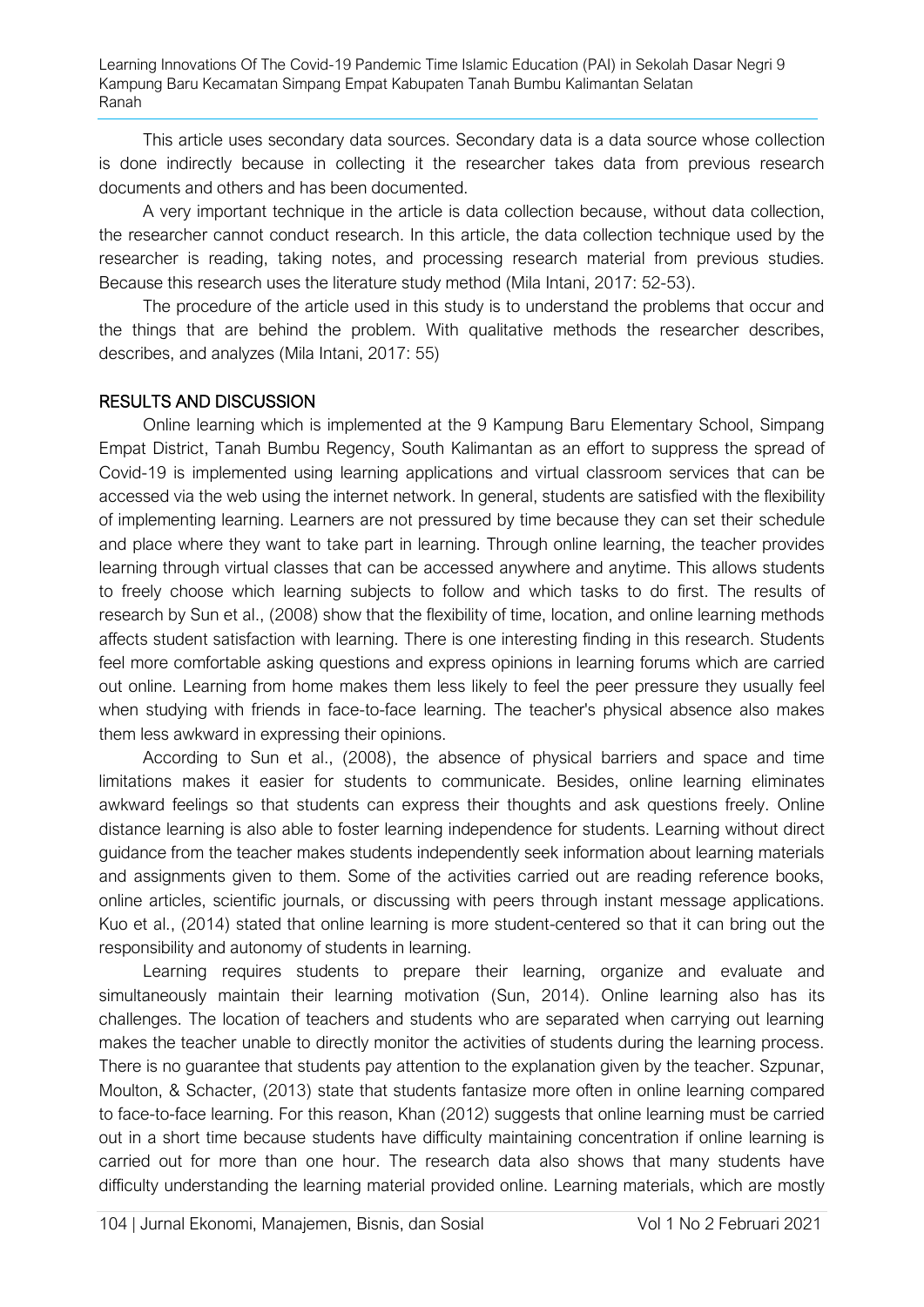This article uses secondary data sources. Secondary data is a data source whose collection is done indirectly because in collecting it the researcher takes data from previous research documents and others and has been documented.

A very important technique in the article is data collection because, without data collection, the researcher cannot conduct research. In this article, the data collection technique used by the researcher is reading, taking notes, and processing research material from previous studies. Because this research uses the literature study method (Mila Intani, 2017: 52-53).

The procedure of the article used in this study is to understand the problems that occur and the things that are behind the problem. With qualitative methods the researcher describes, describes, and analyzes (Mila Intani, 2017: 55)

## RESULTS AND DISCUSSION

Online learning which is implemented at the 9 Kampung Baru Elementary School, Simpang Empat District, Tanah Bumbu Regency, South Kalimantan as an effort to suppress the spread of Covid-19 is implemented using learning applications and virtual classroom services that can be accessed via the web using the internet network. In general, students are satisfied with the flexibility of implementing learning. Learners are not pressured by time because they can set their schedule and place where they want to take part in learning. Through online learning, the teacher provides learning through virtual classes that can be accessed anywhere and anytime. This allows students to freely choose which learning subjects to follow and which tasks to do first. The results of research by Sun et al., (2008) show that the flexibility of time, location, and online learning methods affects student satisfaction with learning. There is one interesting finding in this research. Students feel more comfortable asking questions and express opinions in learning forums which are carried out online. Learning from home makes them less likely to feel the peer pressure they usually feel when studying with friends in face-to-face learning. The teacher's physical absence also makes them less awkward in expressing their opinions.

According to Sun et al., (2008), the absence of physical barriers and space and time limitations makes it easier for students to communicate. Besides, online learning eliminates awkward feelings so that students can express their thoughts and ask questions freely. Online distance learning is also able to foster learning independence for students. Learning without direct guidance from the teacher makes students independently seek information about learning materials and assignments given to them. Some of the activities carried out are reading reference books, online articles, scientific journals, or discussing with peers through instant message applications. Kuo et al., (2014) stated that online learning is more student-centered so that it can bring out the responsibility and autonomy of students in learning.

Learning requires students to prepare their learning, organize and evaluate and simultaneously maintain their learning motivation (Sun, 2014). Online learning also has its challenges. The location of teachers and students who are separated when carrying out learning makes the teacher unable to directly monitor the activities of students during the learning process. There is no guarantee that students pay attention to the explanation given by the teacher. Szpunar, Moulton, & Schacter, (2013) state that students fantasize more often in online learning compared to face-to-face learning. For this reason, Khan (2012) suggests that online learning must be carried out in a short time because students have difficulty maintaining concentration if online learning is carried out for more than one hour. The research data also shows that many students have difficulty understanding the learning material provided online. Learning materials, which are mostly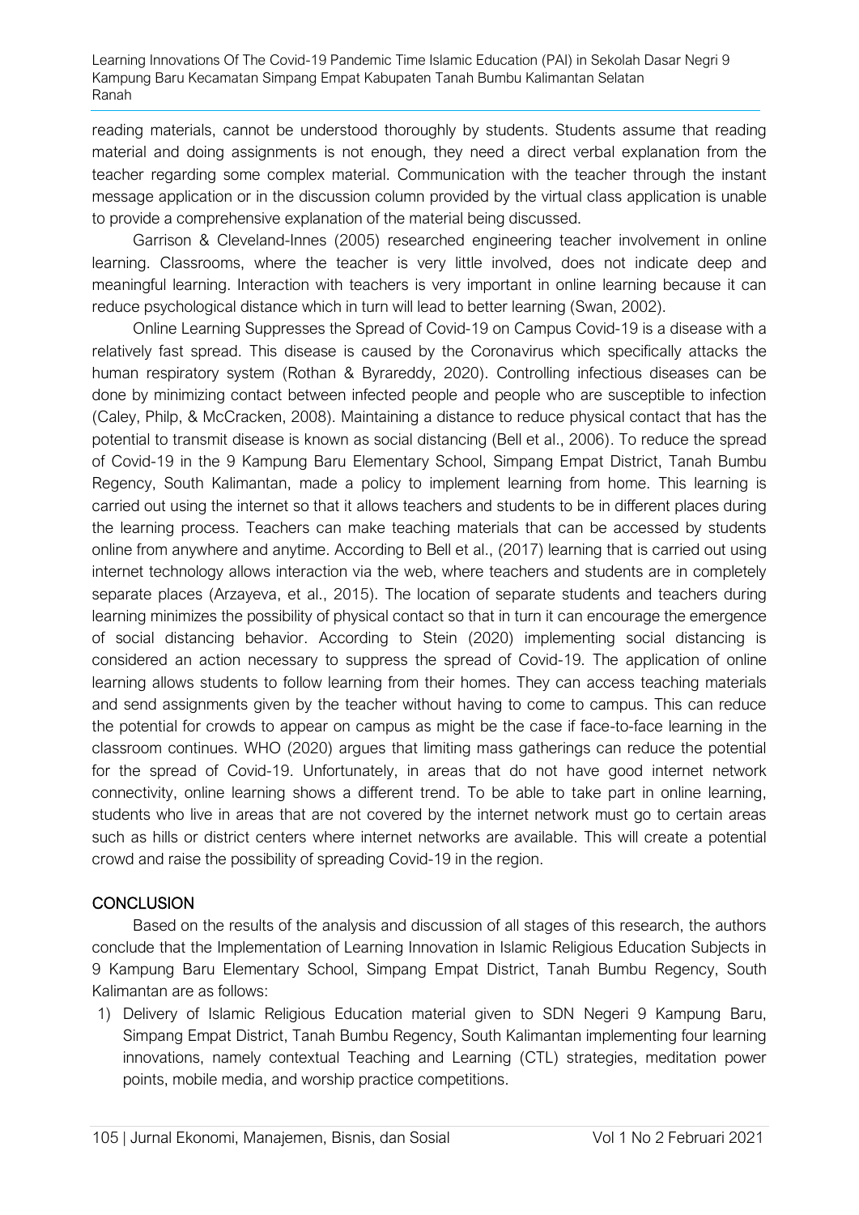reading materials, cannot be understood thoroughly by students. Students assume that reading material and doing assignments is not enough, they need a direct verbal explanation from the teacher regarding some complex material. Communication with the teacher through the instant message application or in the discussion column provided by the virtual class application is unable to provide a comprehensive explanation of the material being discussed.

Garrison & Cleveland-Innes (2005) researched engineering teacher involvement in online learning. Classrooms, where the teacher is very little involved, does not indicate deep and meaningful learning. Interaction with teachers is very important in online learning because it can reduce psychological distance which in turn will lead to better learning (Swan, 2002).

Online Learning Suppresses the Spread of Covid-19 on Campus Covid-19 is a disease with a relatively fast spread. This disease is caused by the Coronavirus which specifically attacks the human respiratory system (Rothan & Byrareddy, 2020). Controlling infectious diseases can be done by minimizing contact between infected people and people who are susceptible to infection (Caley, Philp, & McCracken, 2008). Maintaining a distance to reduce physical contact that has the potential to transmit disease is known as social distancing (Bell et al., 2006). To reduce the spread of Covid-19 in the 9 Kampung Baru Elementary School, Simpang Empat District, Tanah Bumbu Regency, South Kalimantan, made a policy to implement learning from home. This learning is carried out using the internet so that it allows teachers and students to be in different places during the learning process. Teachers can make teaching materials that can be accessed by students online from anywhere and anytime. According to Bell et al., (2017) learning that is carried out using internet technology allows interaction via the web, where teachers and students are in completely separate places (Arzayeva, et al., 2015). The location of separate students and teachers during learning minimizes the possibility of physical contact so that in turn it can encourage the emergence of social distancing behavior. According to Stein (2020) implementing social distancing is considered an action necessary to suppress the spread of Covid-19. The application of online learning allows students to follow learning from their homes. They can access teaching materials and send assignments given by the teacher without having to come to campus. This can reduce the potential for crowds to appear on campus as might be the case if face-to-face learning in the classroom continues. WHO (2020) argues that limiting mass gatherings can reduce the potential for the spread of Covid-19. Unfortunately, in areas that do not have good internet network connectivity, online learning shows a different trend. To be able to take part in online learning, students who live in areas that are not covered by the internet network must go to certain areas such as hills or district centers where internet networks are available. This will create a potential crowd and raise the possibility of spreading Covid-19 in the region.

## CONCLUSION

Based on the results of the analysis and discussion of all stages of this research, the authors conclude that the Implementation of Learning Innovation in Islamic Religious Education Subjects in 9 Kampung Baru Elementary School, Simpang Empat District, Tanah Bumbu Regency, South Kalimantan are as follows:

1) Delivery of Islamic Religious Education material given to SDN Negeri 9 Kampung Baru, Simpang Empat District, Tanah Bumbu Regency, South Kalimantan implementing four learning innovations, namely contextual Teaching and Learning (CTL) strategies, meditation power points, mobile media, and worship practice competitions.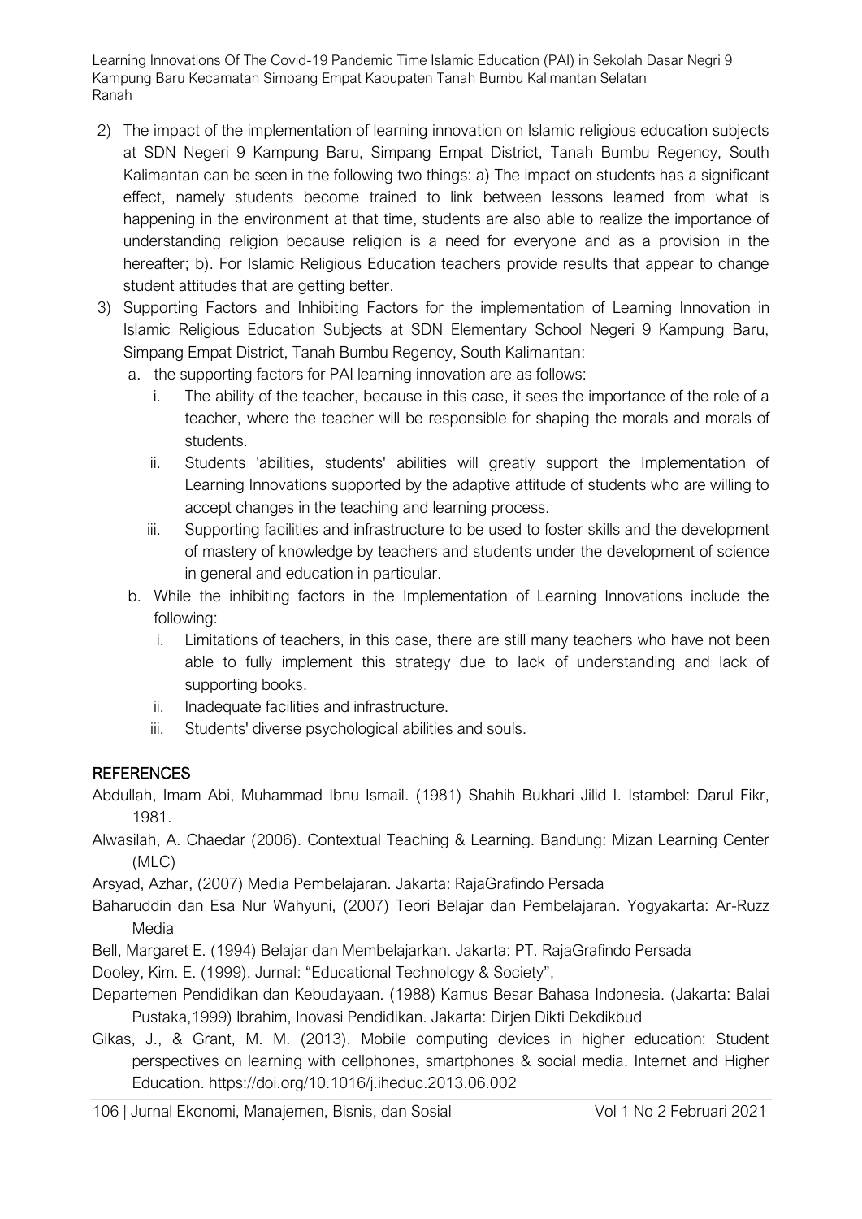2) The impact of the implementation of learning innovation on Islamic religious education subjects at SDN Negeri 9 Kampung Baru, Simpang Empat District, Tanah Bumbu Regency, South Kalimantan can be seen in the following two things: a) The impact on students has a significant effect, namely students become trained to link between lessons learned from what is happening in the environment at that time, students are also able to realize the importance of understanding religion because religion is a need for everyone and as a provision in the hereafter; b). For Islamic Religious Education teachers provide results that appear to change student attitudes that are getting better.
3) Supporting Factors and Inhibiting Factors for the implementation of Learning Innovation in Islamic Religious Education Subjects at SDN Elementary School Negeri 9 Kampung Baru, Simpang Empat District, Tanah Bumbu Regency, South Kalimantan:
   a. the supporting factors for PAI learning innovation are as follows:
      i. The ability of the teacher, because in this case, it sees the importance of the role of a teacher, where the teacher will be responsible for shaping the morals and morals of students.
      ii. Students 'abilities, students' abilities will greatly support the Implementation of Learning Innovations supported by the adaptive attitude of students who are willing to accept changes in the teaching and learning process.
      iii. Supporting facilities and infrastructure to be used to foster skills and the development of mastery of knowledge by teachers and students under the development of science in general and education in particular.
   b. While the inhibiting factors in the Implementation of Learning Innovations include the following:
      i. Limitations of teachers, in this case, there are still many teachers who have not been able to fully implement this strategy due to lack of understanding and lack of supporting books.
      ii. Inadequate facilities and infrastructure.
      iii. Students' diverse psychological abilities and souls.

## REFERENCES

Abdullah, Imam Abi, Muhammad Ibnu Ismail. (1981) Shahih Bukhari Jilid I. Istambel: Darul Fikr, 1981.

Alwasilah, A. Chaedar (2006). Contextual Teaching & Learning. Bandung: Mizan Learning Center (MLC)

Arsyad, Azhar, (2007) Media Pembelajaran. Jakarta: RajaGrafindo Persada

Baharuddin dan Esa Nur Wahyuni, (2007) Teori Belajar dan Pembelajaran. Yogyakarta: Ar-Ruzz Media

Bell, Margaret E. (1994) Belajar dan Membelajarkan. Jakarta: PT. RajaGrafindo Persada

Dooley, Kim. E. (1999). Jurnal: "Educational Technology & Society",

Departemen Pendidikan dan Kebudayaan. (1988) Kamus Besar Bahasa Indonesia. (Jakarta: Balai Pustaka,1999) Ibrahim, Inovasi Pendidikan. Jakarta: Dirjen Dikti Dekdikbud

Gikas, J., & Grant, M. M. (2013). Mobile computing devices in higher education: Student perspectives on learning with cellphones, smartphones & social media. Internet and Higher Education. https://doi.org/10.1016/j.iheduc.2013.06.002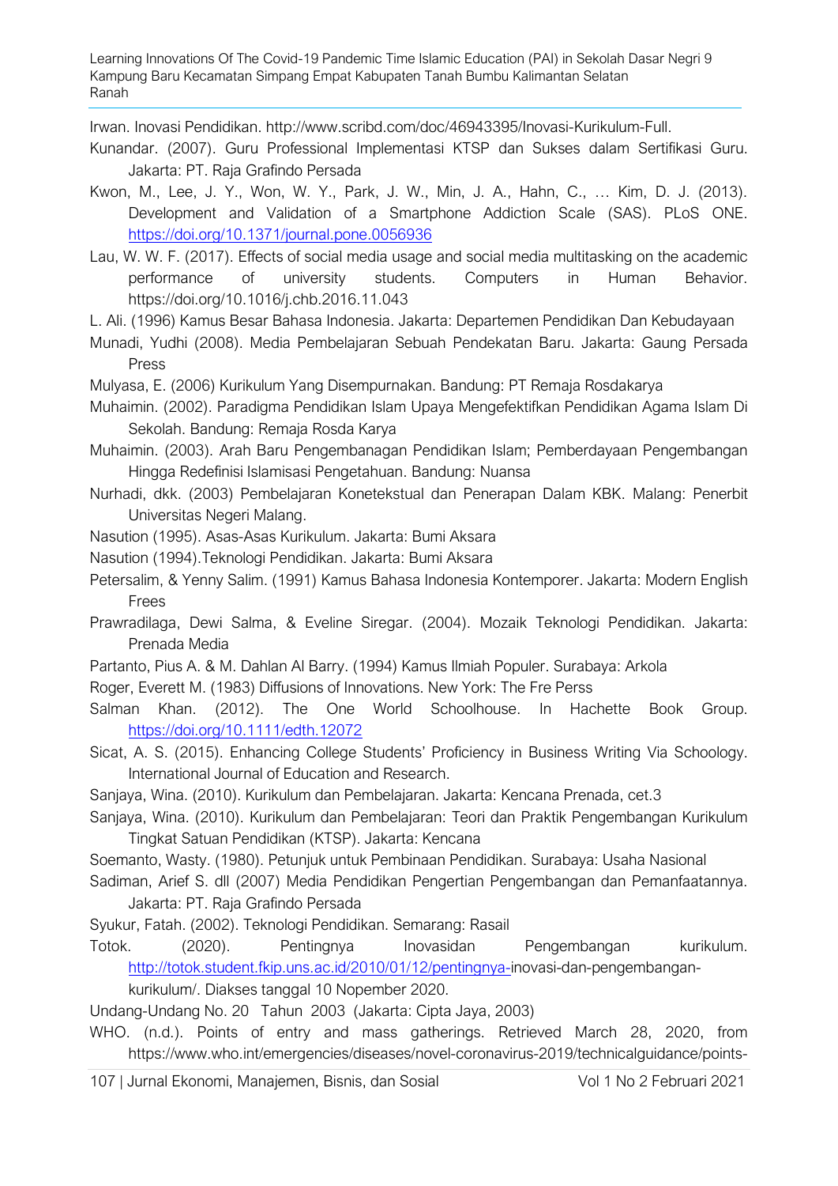Irwan. Inovasi Pendidikan. http://www.scribd.com/doc/46943395/Inovasi-Kurikulum-Full.

Kunandar. (2007). Guru Professional Implementasi KTSP dan Sukses dalam Sertifikasi Guru. Jakarta: PT. Raja Grafindo Persada

Kwon, M., Lee, J. Y., Won, W. Y., Park, J. W., Min, J. A., Hahn, C., … Kim, D. J. (2013). Development and Validation of a Smartphone Addiction Scale (SAS). PLoS ONE. https://doi.org/10.1371/journal.pone.0056936

Lau, W. W. F. (2017). Effects of social media usage and social media multitasking on the academic performance of university students. Computers in Human Behavior. https://doi.org/10.1016/j.chb.2016.11.043

L. Ali. (1996) Kamus Besar Bahasa Indonesia. Jakarta: Departemen Pendidikan Dan Kebudayaan

Munadi, Yudhi (2008). Media Pembelajaran Sebuah Pendekatan Baru. Jakarta: Gaung Persada Press

Mulyasa, E. (2006) Kurikulum Yang Disempurnakan. Bandung: PT Remaja Rosdakarya

Muhaimin. (2002). Paradigma Pendidikan Islam Upaya Mengefektifkan Pendidikan Agama Islam Di Sekolah. Bandung: Remaja Rosda Karya

Muhaimin. (2003). Arah Baru Pengembanagan Pendidikan Islam; Pemberdayaan Pengembangan Hingga Redefinisi Islamisasi Pengetahuan. Bandung: Nuansa

Nurhadi, dkk. (2003) Pembelajaran Konetekstual dan Penerapan Dalam KBK. Malang: Penerbit Universitas Negeri Malang.

Nasution (1995). Asas-Asas Kurikulum. Jakarta: Bumi Aksara

Nasution (1994).Teknologi Pendidikan. Jakarta: Bumi Aksara

Petersalim, & Yenny Salim. (1991) Kamus Bahasa Indonesia Kontemporer. Jakarta: Modern English Frees

Prawradilaga, Dewi Salma, & Eveline Siregar. (2004). Mozaik Teknologi Pendidikan. Jakarta: Prenada Media

Partanto, Pius A. & M. Dahlan Al Barry. (1994) Kamus Ilmiah Populer. Surabaya: Arkola

Roger, Everett M. (1983) Diffusions of Innovations. New York: The Fre Perss

Salman Khan. (2012). The One World Schoolhouse. In Hachette Book Group. https://doi.org/10.1111/edth.12072

Sicat, A. S. (2015). Enhancing College Students' Proficiency in Business Writing Via Schoology. International Journal of Education and Research.

Sanjaya, Wina. (2010). Kurikulum dan Pembelajaran. Jakarta: Kencana Prenada, cet.3

Sanjaya, Wina. (2010). Kurikulum dan Pembelajaran: Teori dan Praktik Pengembangan Kurikulum Tingkat Satuan Pendidikan (KTSP). Jakarta: Kencana

Soemanto, Wasty. (1980). Petunjuk untuk Pembinaan Pendidikan. Surabaya: Usaha Nasional

Sadiman, Arief S. dll (2007) Media Pendidikan Pengertian Pengembangan dan Pemanfaatannya. Jakarta: PT. Raja Grafindo Persada

Syukur, Fatah. (2002). Teknologi Pendidikan. Semarang: Rasail

Totok. (2020). Pentingnya Inovasidan Pengembangan kurikulum. http://totok.student.fkip.uns.ac.id/2010/01/12/pentingnya-inovasi-dan-pengembangan-kurikulum/. Diakses tanggal 10 Nopember 2020.

Undang-Undang No. 20 Tahun 2003 (Jakarta: Cipta Jaya, 2003)

WHO. (n.d.). Points of entry and mass gatherings. Retrieved March 28, 2020, from https://www.who.int/emergencies/diseases/novel-coronavirus-2019/technicalguidance/points-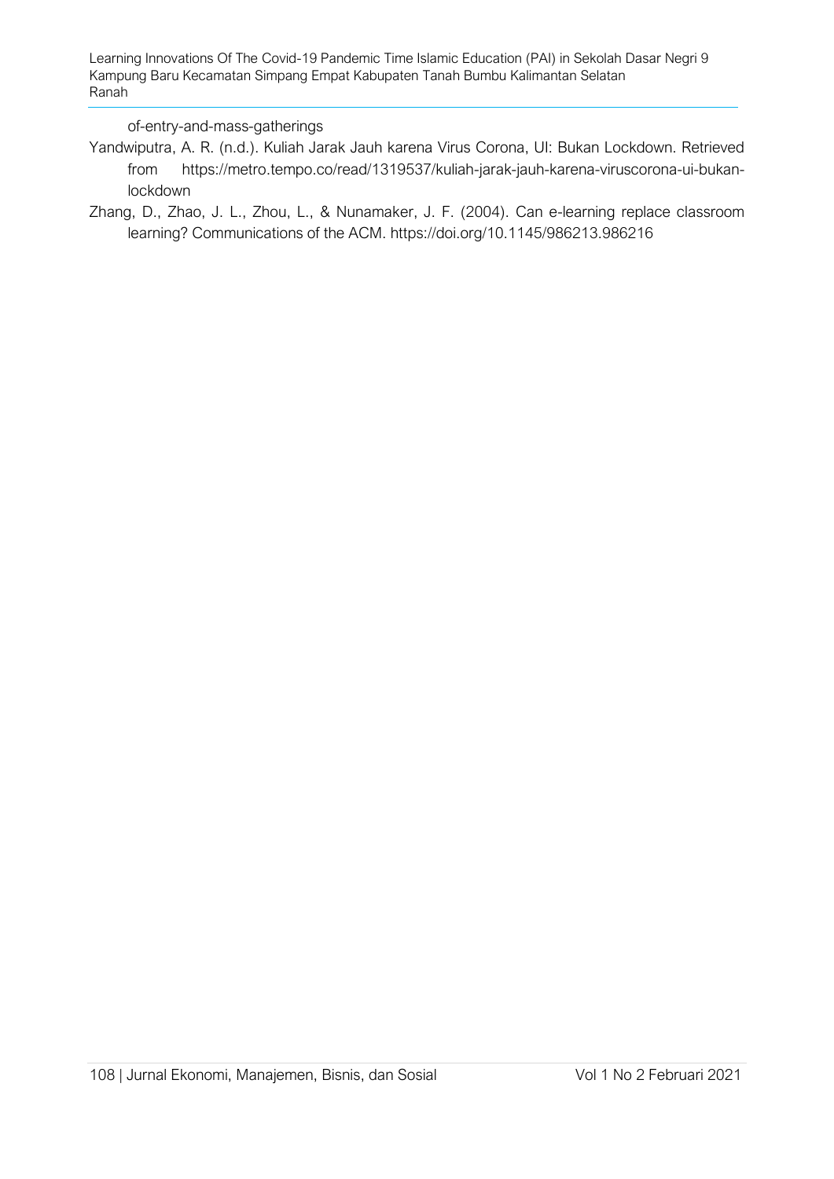of-entry-and-mass-gatherings

Yandwiputra, A. R. (n.d.). Kuliah Jarak Jauh karena Virus Corona, UI: Bukan Lockdown. Retrieved from https://metro.tempo.co/read/1319537/kuliah-jarak-jauh-karena-viruscorona-ui-bukan-lockdown

Zhang, D., Zhao, J. L., Zhou, L., & Nunamaker, J. F. (2004). Can e-learning replace classroom learning? Communications of the ACM. https://doi.org/10.1145/986213.986216